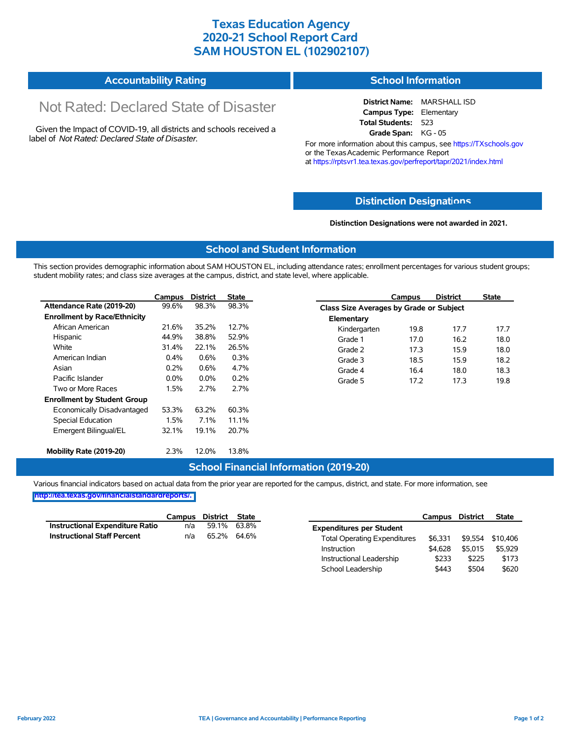# Texas Education Agency
# 2020-21 School Report Card
# SAM HOUSTON EL (102902107)

## Accountability Rating

Not Rated: Declared State of Disaster

Given the Impact of COVID-19, all districts and schools received a label of *Not Rated: Declared State of Disaster*.

## School Information

**District Name:** MARSHALL ISD
**Campus Type:** Elementary
**Total Students:** 523
**Grade Span:** KG - 05

For more information about this campus, see https://TXschools.gov or the Texas Academic Performance Report at https://rptsvr1.tea.texas.gov/perfreport/tapr/2021/index.html

## Distinction Designations

**Distinction Designations were not awarded in 2021.**

## School and Student Information

This section provides demographic information about SAM HOUSTON EL, including attendance rates; enrollment percentages for various student groups; student mobility rates; and class size averages at the campus, district, and state level, where applicable.

| | Campus | District | State |
|---|---|---|---|
| **Attendance Rate (2019-20)** | 99.6% | 98.3% | 98.3% |
| **Enrollment by Race/Ethnicity** | | | |
| African American | 21.6% | 35.2% | 12.7% |
| Hispanic | 44.9% | 38.8% | 52.9% |
| White | 31.4% | 22.1% | 26.5% |
| American Indian | 0.4% | 0.6% | 0.3% |
| Asian | 0.2% | 0.6% | 4.7% |
| Pacific Islander | 0.0% | 0.0% | 0.2% |
| Two or More Races | 1.5% | 2.7% | 2.7% |
| **Enrollment by Student Group** | | | |
| Economically Disadvantaged | 53.3% | 63.2% | 60.3% |
| Special Education | 1.5% | 7.1% | 11.1% |
| Emergent Bilingual/EL | 32.1% | 19.1% | 20.7% |
| **Mobility Rate (2019-20)** | 2.3% | 12.0% | 13.8% |

| | Campus | District | State |
|---|---|---|---|
| **Class Size Averages by Grade or Subject** | | | |
| **Elementary** | | | |
| Kindergarten | 19.8 | 17.7 | 17.7 |
| Grade 1 | 17.0 | 16.2 | 18.0 |
| Grade 2 | 17.3 | 15.9 | 18.0 |
| Grade 3 | 18.5 | 15.9 | 18.2 |
| Grade 4 | 16.4 | 18.0 | 18.3 |
| Grade 5 | 17.2 | 17.3 | 19.8 |

## School Financial Information (2019-20)

Various financial indicators based on actual data from the prior year are reported for the campus, district, and state. For more information, see http://tea.texas.gov/financialstandardreports/.

| | Campus | District | State |
|---|---|---|---|
| **Instructional Expenditure Ratio** | n/a | 59.1% | 63.8% |
| **Instructional Staff Percent** | n/a | 65.2% | 64.6% |

| | Campus | District | State |
|---|---|---|---|
| **Expenditures per Student** | | | |
| Total Operating Expenditures | $6,331 | $9,554 | $10,406 |
| Instruction | $4,628 | $5,015 | $5,929 |
| Instructional Leadership | $233 | $225 | $173 |
| School Leadership | $443 | $504 | $620 |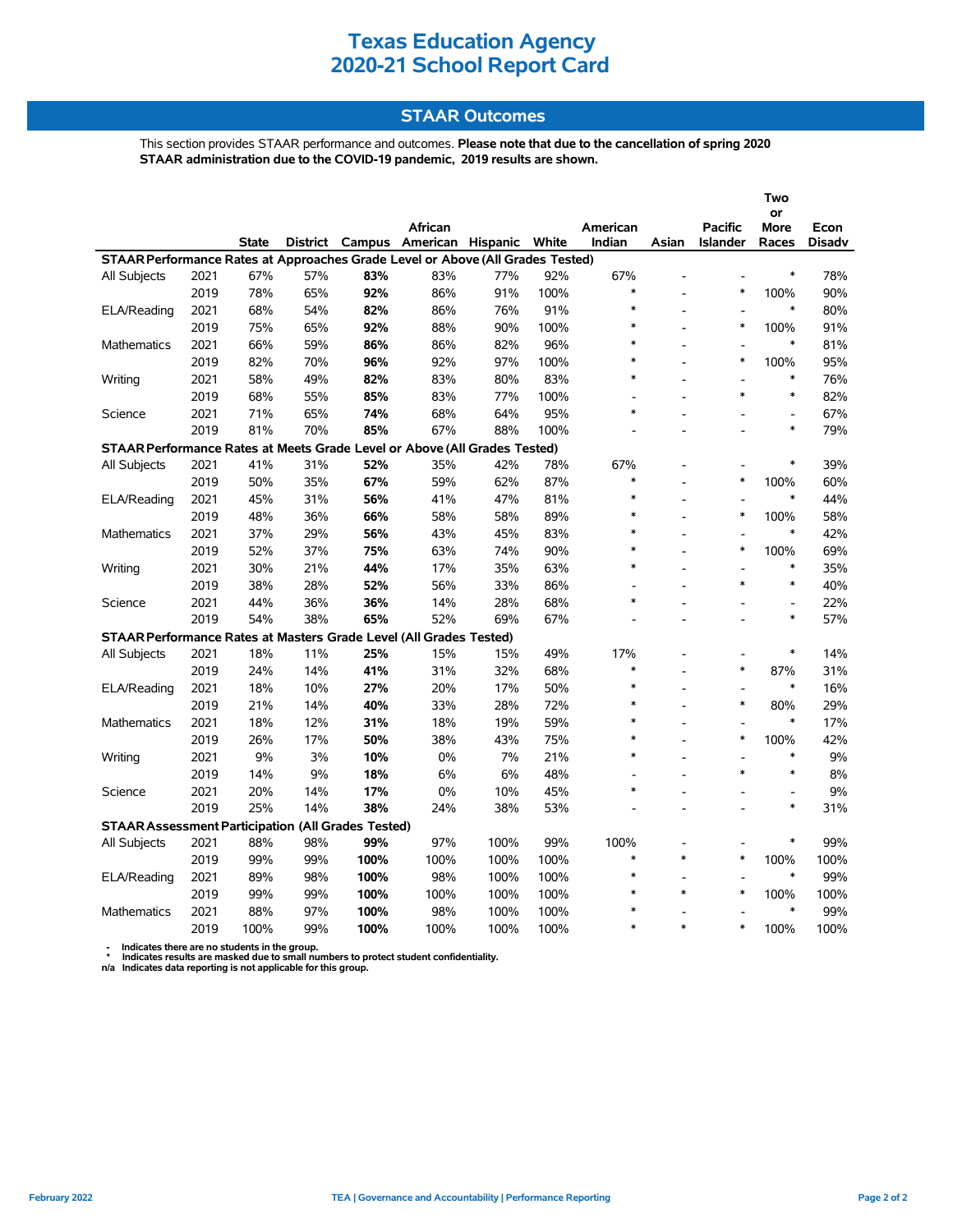# Texas Education Agency
# 2020-21 School Report Card

## STAAR Outcomes

This section provides STAAR performance and outcomes. **Please note that due to the cancellation of spring 2020 STAAR administration due to the COVID-19 pandemic, 2019 results are shown.**

| | | State | District | Campus | African American | Hispanic | White | American Indian | Asian | Pacific Islander | Two or More Races | Econ Disadv |
|---|---|---|---|---|---|---|---|---|---|---|---|---|
| **STAAR Performance Rates at Approaches Grade Level or Above (All Grades Tested)** | | | | | | | | | | | | |
| All Subjects | 2021 | 67% | 57% | **83%** | 83% | 77% | 92% | 67% | - | - | * | 78% |
| | 2019 | 78% | 65% | **92%** | 86% | 91% | 100% | * | - | * | 100% | 90% |
| ELA/Reading | 2021 | 68% | 54% | **82%** | 86% | 76% | 91% | * | - | - | * | 80% |
| | 2019 | 75% | 65% | **92%** | 88% | 90% | 100% | * | - | * | 100% | 91% |
| Mathematics | 2021 | 66% | 59% | **86%** | 86% | 82% | 96% | * | - | - | * | 81% |
| | 2019 | 82% | 70% | **96%** | 92% | 97% | 100% | * | - | * | 100% | 95% |
| Writing | 2021 | 58% | 49% | **82%** | 83% | 80% | 83% | * | - | - | * | 76% |
| | 2019 | 68% | 55% | **85%** | 83% | 77% | 100% | - | - | * | * | 82% |
| Science | 2021 | 71% | 65% | **74%** | 68% | 64% | 95% | * | - | - | - | 67% |
| | 2019 | 81% | 70% | **85%** | 67% | 88% | 100% | - | - | - | * | 79% |
| **STAAR Performance Rates at Meets Grade Level or Above (All Grades Tested)** | | | | | | | | | | | | |
| All Subjects | 2021 | 41% | 31% | **52%** | 35% | 42% | 78% | 67% | - | - | * | 39% |
| | 2019 | 50% | 35% | **67%** | 59% | 62% | 87% | * | - | * | 100% | 60% |
| ELA/Reading | 2021 | 45% | 31% | **56%** | 41% | 47% | 81% | * | - | - | * | 44% |
| | 2019 | 48% | 36% | **66%** | 58% | 58% | 89% | * | - | * | 100% | 58% |
| Mathematics | 2021 | 37% | 29% | **56%** | 43% | 45% | 83% | * | - | - | * | 42% |
| | 2019 | 52% | 37% | **75%** | 63% | 74% | 90% | * | - | * | 100% | 69% |
| Writing | 2021 | 30% | 21% | **44%** | 17% | 35% | 63% | * | - | - | * | 35% |
| | 2019 | 38% | 28% | **52%** | 56% | 33% | 86% | - | - | * | * | 40% |
| Science | 2021 | 44% | 36% | **36%** | 14% | 28% | 68% | * | - | - | - | 22% |
| | 2019 | 54% | 38% | **65%** | 52% | 69% | 67% | - | - | - | * | 57% |
| **STAAR Performance Rates at Masters Grade Level (All Grades Tested)** | | | | | | | | | | | | |
| All Subjects | 2021 | 18% | 11% | **25%** | 15% | 15% | 49% | 17% | - | - | * | 14% |
| | 2019 | 24% | 14% | **41%** | 31% | 32% | 68% | * | - | * | 87% | 31% |
| ELA/Reading | 2021 | 18% | 10% | **27%** | 20% | 17% | 50% | * | - | - | * | 16% |
| | 2019 | 21% | 14% | **40%** | 33% | 28% | 72% | * | - | * | 80% | 29% |
| Mathematics | 2021 | 18% | 12% | **31%** | 18% | 19% | 59% | * | - | - | * | 17% |
| | 2019 | 26% | 17% | **50%** | 38% | 43% | 75% | * | - | * | 100% | 42% |
| Writing | 2021 | 9% | 3% | **10%** | 0% | 7% | 21% | * | - | - | * | 9% |
| | 2019 | 14% | 9% | **18%** | 6% | 6% | 48% | - | - | * | * | 8% |
| Science | 2021 | 20% | 14% | **17%** | 0% | 10% | 45% | * | - | - | - | 9% |
| | 2019 | 25% | 14% | **38%** | 24% | 38% | 53% | - | - | - | * | 31% |
| **STAAR Assessment Participation (All Grades Tested)** | | | | | | | | | | | | |
| All Subjects | 2021 | 88% | 98% | **99%** | 97% | 100% | 99% | 100% | - | - | * | 99% |
| | 2019 | 99% | 99% | **100%** | 100% | 100% | 100% | * | * | * | 100% | 100% |
| ELA/Reading | 2021 | 89% | 98% | **100%** | 98% | 100% | 100% | * | - | - | * | 99% |
| | 2019 | 99% | 99% | **100%** | 100% | 100% | 100% | * | * | * | 100% | 100% |
| Mathematics | 2021 | 88% | 97% | **100%** | 98% | 100% | 100% | * | - | - | * | 99% |
| | 2019 | 100% | 99% | **100%** | 100% | 100% | 100% | * | * | * | 100% | 100% |

- Indicates there are no students in the group.
\* Indicates results are masked due to small numbers to protect student confidentiality.
n/a Indicates data reporting is not applicable for this group.